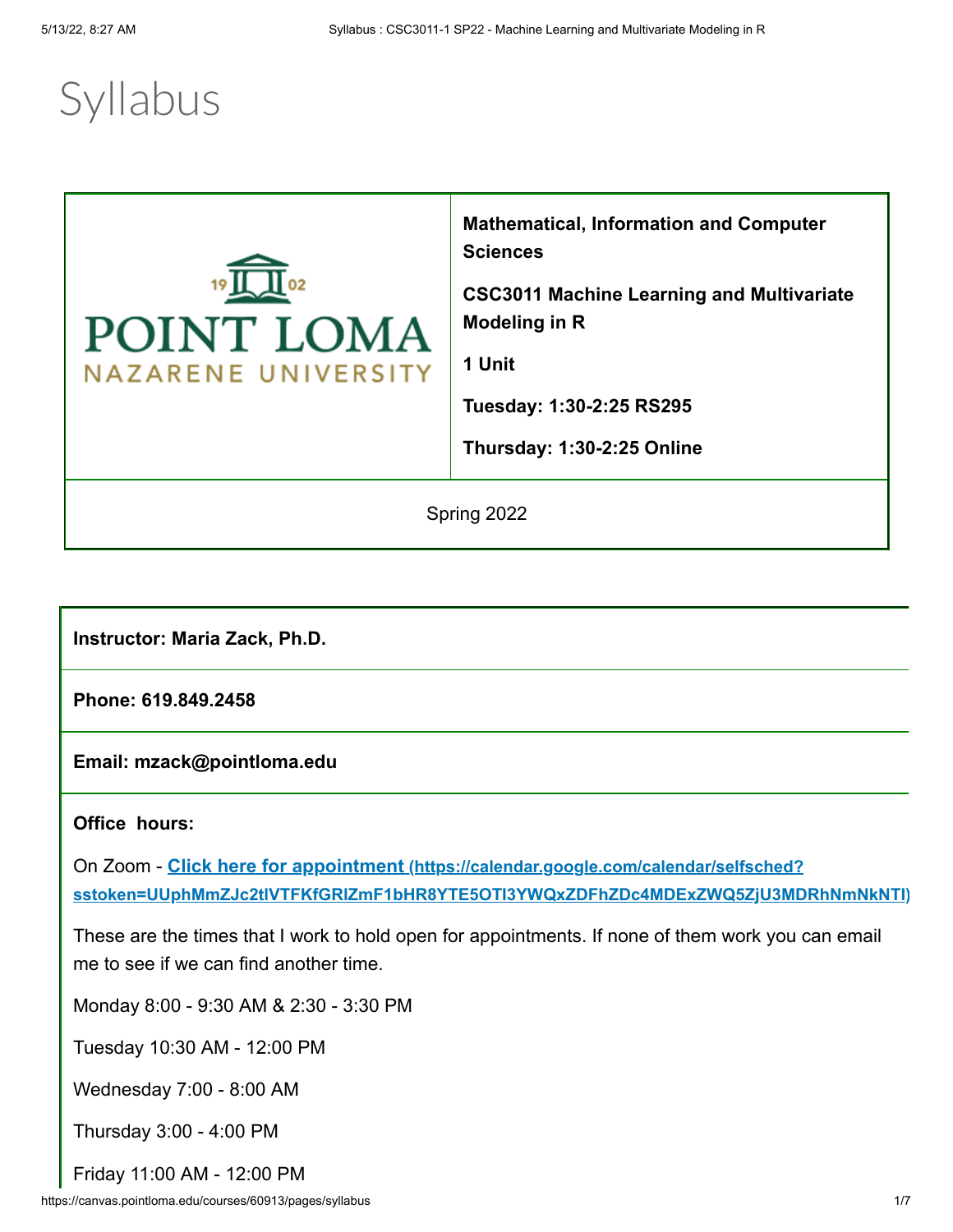# Syllabus

| | Mathematical, Information and Computer Sciences<br><br>CSC3011 Machine Learning and Multivariate Modeling in R<br><br>1 Unit<br><br>Tuesday: 1:30-2:25 RS295<br><br>Thursday: 1:30-2:25 Online |
|---|---|
| Spring 2022 | |

**Instructor: Maria Zack, Ph.D.**

**Phone: 619.849.2458**

**Email: mzack@pointloma.edu**

**Office hours:**

On Zoom - **Click here for appointment (https://calendar.google.com/calendar/selfsched?sstoken=UUphMmZJc2tlVTFKfGRlZmF1bHR8YTE5OTI3YWQxZDFhZDc4MDExZWQ5ZjU3MDRhNmNkNTI)**

These are the times that I work to hold open for appointments. If none of them work you can email me to see if we can find another time.

Monday 8:00 - 9:30 AM & 2:30 - 3:30 PM

Tuesday 10:30 AM - 12:00 PM

Wednesday 7:00 - 8:00 AM

Thursday 3:00 - 4:00 PM

Friday 11:00 AM - 12:00 PM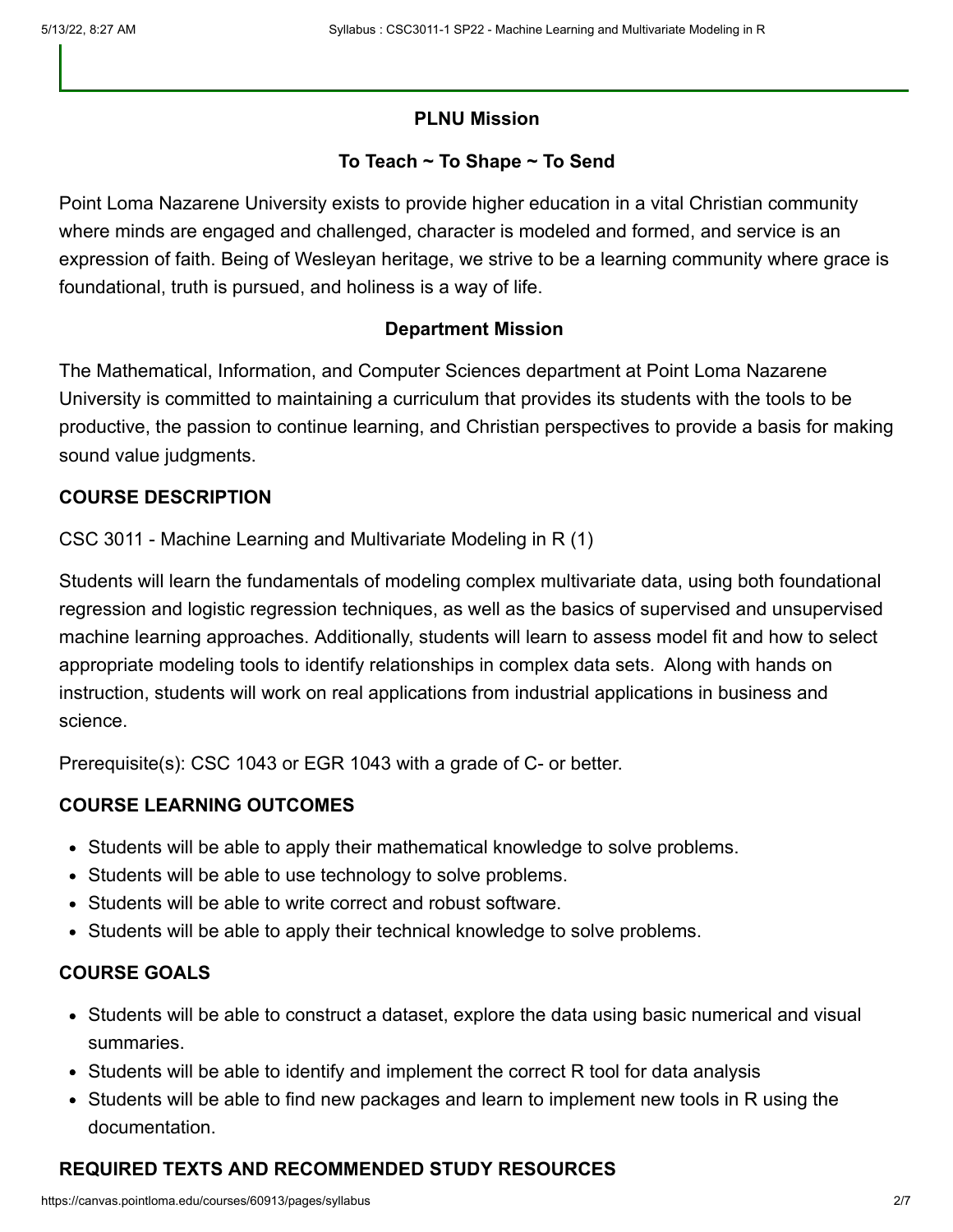## PLNU Mission

### To Teach ~ To Shape ~ To Send

Point Loma Nazarene University exists to provide higher education in a vital Christian community where minds are engaged and challenged, character is modeled and formed, and service is an expression of faith. Being of Wesleyan heritage, we strive to be a learning community where grace is foundational, truth is pursued, and holiness is a way of life.

## Department Mission

The Mathematical, Information, and Computer Sciences department at Point Loma Nazarene University is committed to maintaining a curriculum that provides its students with the tools to be productive, the passion to continue learning, and Christian perspectives to provide a basis for making sound value judgments.

## COURSE DESCRIPTION

CSC 3011 - Machine Learning and Multivariate Modeling in R (1)

Students will learn the fundamentals of modeling complex multivariate data, using both foundational regression and logistic regression techniques, as well as the basics of supervised and unsupervised machine learning approaches. Additionally, students will learn to assess model fit and how to select appropriate modeling tools to identify relationships in complex data sets. Along with hands on instruction, students will work on real applications from industrial applications in business and science.

Prerequisite(s): CSC 1043 or EGR 1043 with a grade of C- or better.

## COURSE LEARNING OUTCOMES

- Students will be able to apply their mathematical knowledge to solve problems.
- Students will be able to use technology to solve problems.
- Students will be able to write correct and robust software.
- Students will be able to apply their technical knowledge to solve problems.

## COURSE GOALS

- Students will be able to construct a dataset, explore the data using basic numerical and visual summaries.
- Students will be able to identify and implement the correct R tool for data analysis
- Students will be able to find new packages and learn to implement new tools in R using the documentation.

## REQUIRED TEXTS AND RECOMMENDED STUDY RESOURCES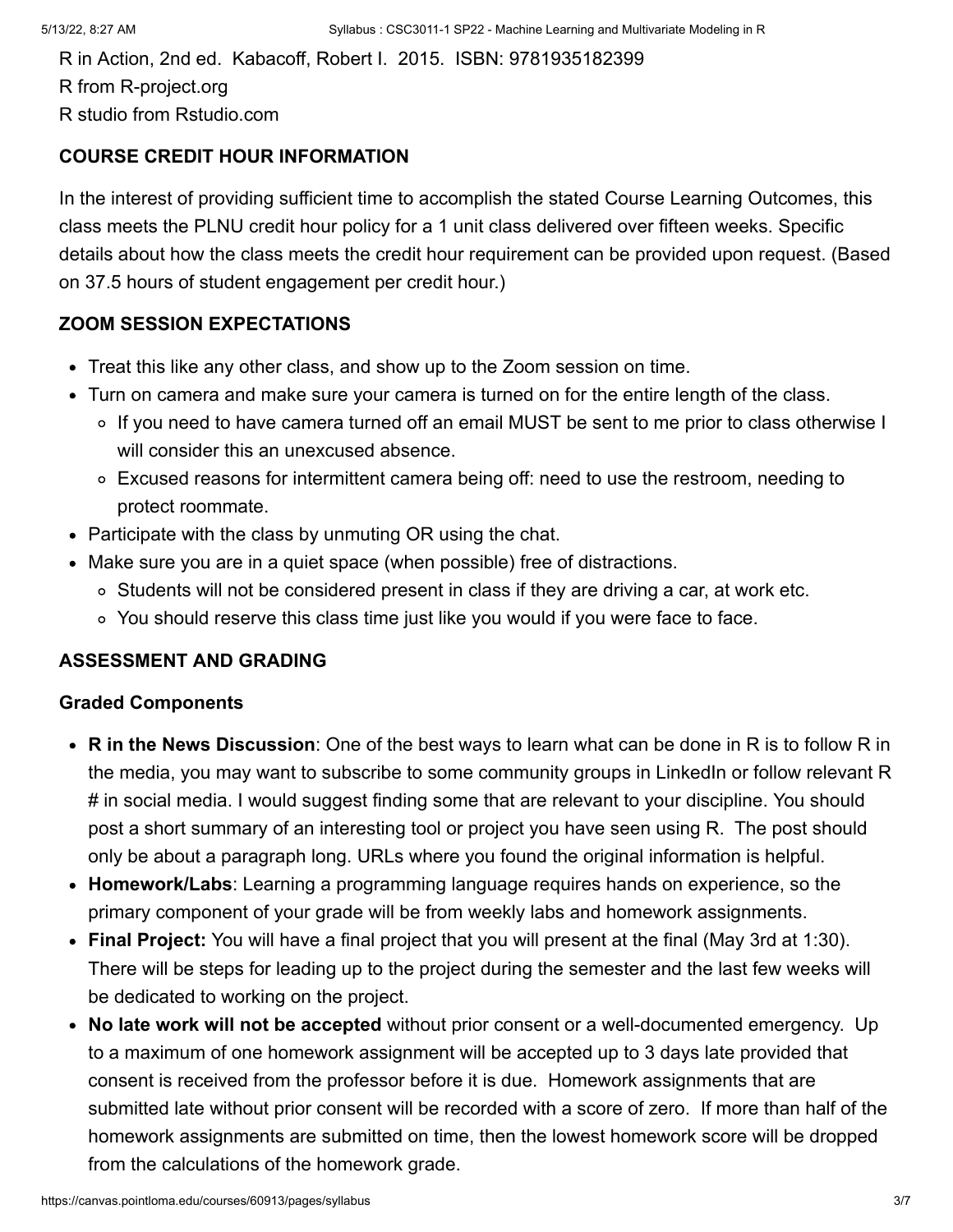R in Action, 2nd ed.  Kabacoff, Robert I.  2015.  ISBN: 9781935182399
R from R-project.org
R studio from Rstudio.com

**COURSE CREDIT HOUR INFORMATION**

In the interest of providing sufficient time to accomplish the stated Course Learning Outcomes, this class meets the PLNU credit hour policy for a 1 unit class delivered over fifteen weeks. Specific details about how the class meets the credit hour requirement can be provided upon request. (Based on 37.5 hours of student engagement per credit hour.)

**ZOOM SESSION EXPECTATIONS**

- Treat this like any other class, and show up to the Zoom session on time.
- Turn on camera and make sure your camera is turned on for the entire length of the class.
  - If you need to have camera turned off an email MUST be sent to me prior to class otherwise I will consider this an unexcused absence.
  - Excused reasons for intermittent camera being off: need to use the restroom, needing to protect roommate.
- Participate with the class by unmuting OR using the chat.
- Make sure you are in a quiet space (when possible) free of distractions.
  - Students will not be considered present in class if they are driving a car, at work etc.
  - You should reserve this class time just like you would if you were face to face.

**ASSESSMENT AND GRADING**

**Graded Components**

- **R in the News Discussion**: One of the best ways to learn what can be done in R is to follow R in the media, you may want to subscribe to some community groups in LinkedIn or follow relevant R # in social media. I would suggest finding some that are relevant to your discipline. You should post a short summary of an interesting tool or project you have seen using R.  The post should only be about a paragraph long. URLs where you found the original information is helpful.
- **Homework/Labs**: Learning a programming language requires hands on experience, so the primary component of your grade will be from weekly labs and homework assignments.
- **Final Project:** You will have a final project that you will present at the final (May 3rd at 1:30). There will be steps for leading up to the project during the semester and the last few weeks will be dedicated to working on the project.
- **No late work will not be accepted** without prior consent or a well-documented emergency.  Up to a maximum of one homework assignment will be accepted up to 3 days late provided that consent is received from the professor before it is due.  Homework assignments that are submitted late without prior consent will be recorded with a score of zero.  If more than half of the homework assignments are submitted on time, then the lowest homework score will be dropped from the calculations of the homework grade.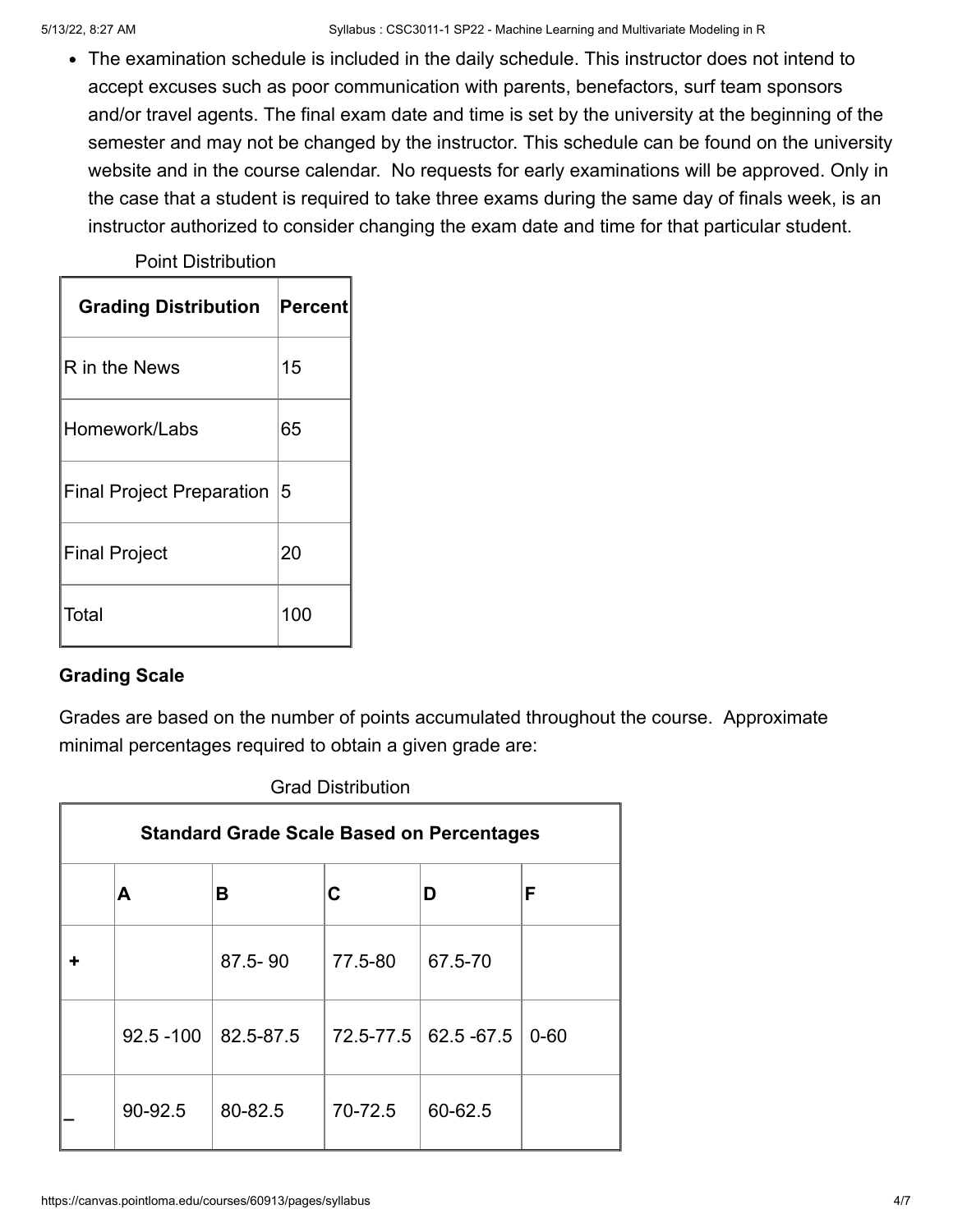- The examination schedule is included in the daily schedule. This instructor does not intend to accept excuses such as poor communication with parents, benefactors, surf team sponsors and/or travel agents. The final exam date and time is set by the university at the beginning of the semester and may not be changed by the instructor. This schedule can be found on the university website and in the course calendar. No requests for early examinations will be approved. Only in the case that a student is required to take three exams during the same day of finals week, is an instructor authorized to consider changing the exam date and time for that particular student.

Point Distribution

| Grading Distribution | Percent |
| --- | --- |
| R in the News | 15 |
| Homework/Labs | 65 |
| Final Project Preparation | 5 |
| Final Project | 20 |
| Total | 100 |

**Grading Scale**

Grades are based on the number of points accumulated throughout the course. Approximate minimal percentages required to obtain a given grade are:

Grad Distribution

| Standard Grade Scale Based on Percentages | | | | | |
| --- | --- | --- | --- | --- | --- |
| | **A** | **B** | **C** | **D** | **F** |
| **+** | | 87.5- 90 | 77.5-80 | 67.5-70 | |
| | 92.5 -100 | 82.5-87.5 | 72.5-77.5 | 62.5 -67.5 | 0-60 |
| **–** | 90-92.5 | 80-82.5 | 70-72.5 | 60-62.5 | |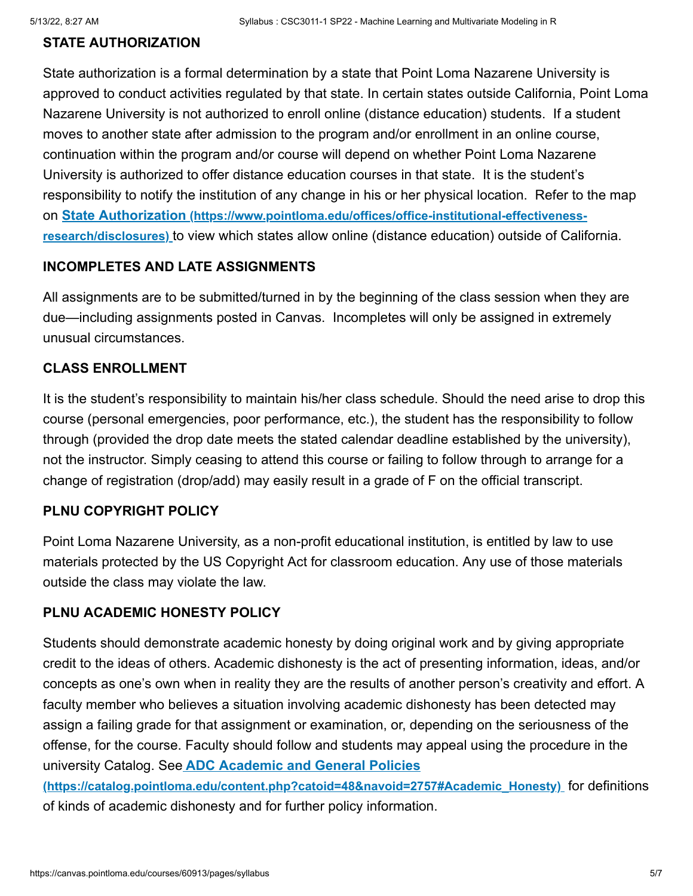## STATE AUTHORIZATION

State authorization is a formal determination by a state that Point Loma Nazarene University is approved to conduct activities regulated by that state. In certain states outside California, Point Loma Nazarene University is not authorized to enroll online (distance education) students. If a student moves to another state after admission to the program and/or enrollment in an online course, continuation within the program and/or course will depend on whether Point Loma Nazarene University is authorized to offer distance education courses in that state. It is the student's responsibility to notify the institution of any change in his or her physical location. Refer to the map on **State Authorization (https://www.pointloma.edu/offices/office-institutional-effectiveness-research/disclosures)** to view which states allow online (distance education) outside of California.

## INCOMPLETES AND LATE ASSIGNMENTS

All assignments are to be submitted/turned in by the beginning of the class session when they are due—including assignments posted in Canvas. Incompletes will only be assigned in extremely unusual circumstances.

## CLASS ENROLLMENT

It is the student's responsibility to maintain his/her class schedule. Should the need arise to drop this course (personal emergencies, poor performance, etc.), the student has the responsibility to follow through (provided the drop date meets the stated calendar deadline established by the university), not the instructor. Simply ceasing to attend this course or failing to follow through to arrange for a change of registration (drop/add) may easily result in a grade of F on the official transcript.

## PLNU COPYRIGHT POLICY

Point Loma Nazarene University, as a non-profit educational institution, is entitled by law to use materials protected by the US Copyright Act for classroom education. Any use of those materials outside the class may violate the law.

## PLNU ACADEMIC HONESTY POLICY

Students should demonstrate academic honesty by doing original work and by giving appropriate credit to the ideas of others. Academic dishonesty is the act of presenting information, ideas, and/or concepts as one's own when in reality they are the results of another person's creativity and effort. A faculty member who believes a situation involving academic dishonesty has been detected may assign a failing grade for that assignment or examination, or, depending on the seriousness of the offense, for the course. Faculty should follow and students may appeal using the procedure in the university Catalog. See **ADC Academic and General Policies (https://catalog.pointloma.edu/content.php?catoid=48&navoid=2757#Academic_Honesty)** for definitions of kinds of academic dishonesty and for further policy information.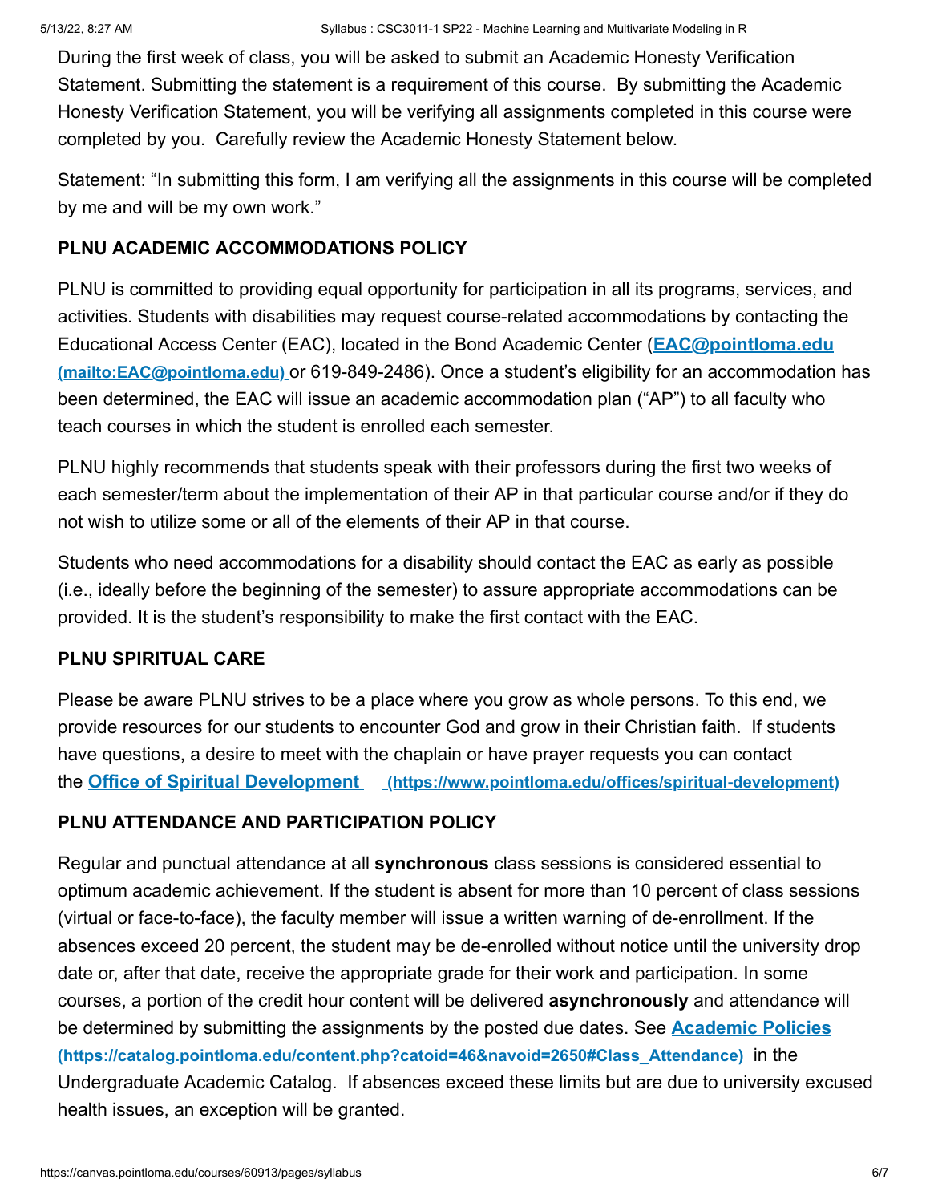During the first week of class, you will be asked to submit an Academic Honesty Verification Statement. Submitting the statement is a requirement of this course. By submitting the Academic Honesty Verification Statement, you will be verifying all assignments completed in this course were completed by you. Carefully review the Academic Honesty Statement below.

Statement: "In submitting this form, I am verifying all the assignments in this course will be completed by me and will be my own work."

**PLNU ACADEMIC ACCOMMODATIONS POLICY**

PLNU is committed to providing equal opportunity for participation in all its programs, services, and activities. Students with disabilities may request course-related accommodations by contacting the Educational Access Center (EAC), located in the Bond Academic Center (**EAC@pointloma.edu (mailto:EAC@pointloma.edu)** or 619-849-2486). Once a student's eligibility for an accommodation has been determined, the EAC will issue an academic accommodation plan ("AP") to all faculty who teach courses in which the student is enrolled each semester.

PLNU highly recommends that students speak with their professors during the first two weeks of each semester/term about the implementation of their AP in that particular course and/or if they do not wish to utilize some or all of the elements of their AP in that course.

Students who need accommodations for a disability should contact the EAC as early as possible (i.e., ideally before the beginning of the semester) to assure appropriate accommodations can be provided. It is the student's responsibility to make the first contact with the EAC.

**PLNU SPIRITUAL CARE**

Please be aware PLNU strives to be a place where you grow as whole persons. To this end, we provide resources for our students to encounter God and grow in their Christian faith. If students have questions, a desire to meet with the chaplain or have prayer requests you can contact the **Office of Spiritual Development (https://www.pointloma.edu/offices/spiritual-development)**

**PLNU ATTENDANCE AND PARTICIPATION POLICY**

Regular and punctual attendance at all **synchronous** class sessions is considered essential to optimum academic achievement. If the student is absent for more than 10 percent of class sessions (virtual or face-to-face), the faculty member will issue a written warning of de-enrollment. If the absences exceed 20 percent, the student may be de-enrolled without notice until the university drop date or, after that date, receive the appropriate grade for their work and participation. In some courses, a portion of the credit hour content will be delivered **asynchronously** and attendance will be determined by submitting the assignments by the posted due dates. See **Academic Policies (https://catalog.pointloma.edu/content.php?catoid=46&navoid=2650#Class_Attendance)** in the Undergraduate Academic Catalog. If absences exceed these limits but are due to university excused health issues, an exception will be granted.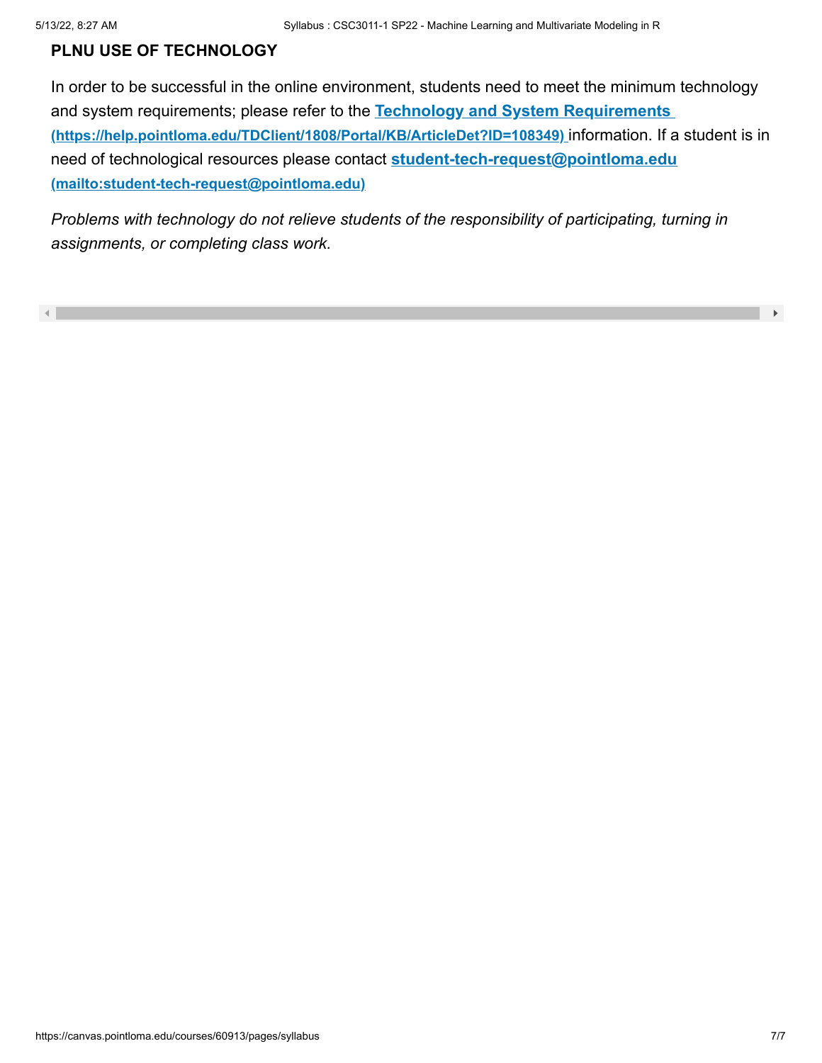### PLNU USE OF TECHNOLOGY

In order to be successful in the online environment, students need to meet the minimum technology and system requirements; please refer to the **[Technology and System Requirements (https://help.pointloma.edu/TDClient/1808/Portal/KB/ArticleDet?ID=108349)](https://help.pointloma.edu/TDClient/1808/Portal/KB/ArticleDet?ID=108349)** information. If a student is in need of technological resources please contact **[student-tech-request@pointloma.edu (mailto:student-tech-request@pointloma.edu)](mailto:student-tech-request@pointloma.edu)**

*Problems with technology do not relieve students of the responsibility of participating, turning in assignments, or completing class work.*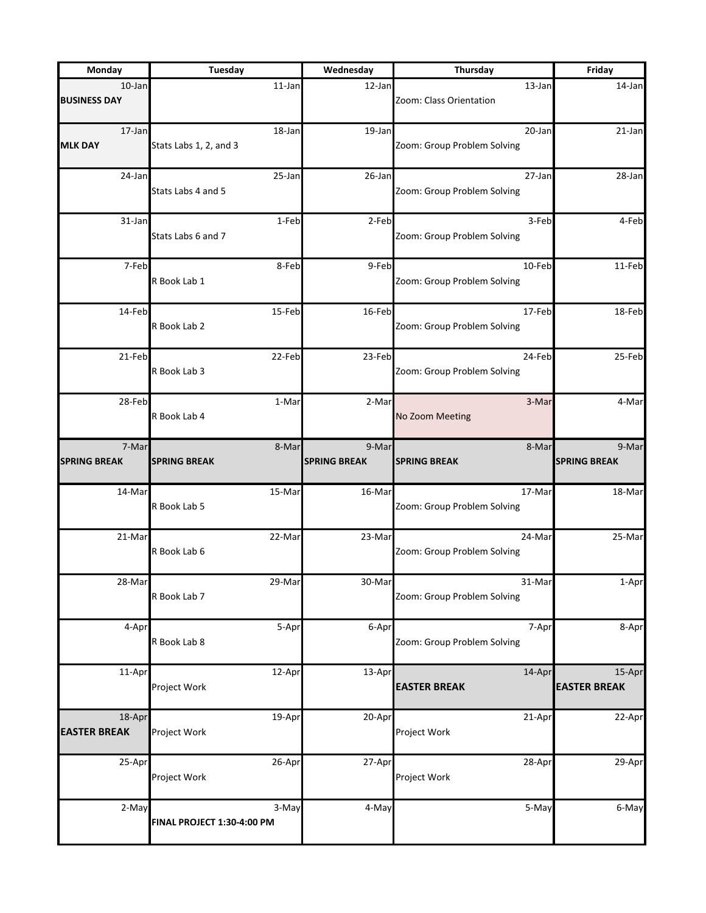| Monday | Tuesday | Wednesday | Thursday | Friday |
|---|---|---|---|---|
| 10-Jan **BUSINESS DAY** | 11-Jan | 12-Jan | 13-Jan Zoom: Class Orientation | 14-Jan |
| 17-Jan **MLK DAY** | 18-Jan Stats Labs 1, 2, and 3 | 19-Jan | 20-Jan Zoom: Group Problem Solving | 21-Jan |
| 24-Jan | 25-Jan Stats Labs 4 and 5 | 26-Jan | 27-Jan Zoom: Group Problem Solving | 28-Jan |
| 31-Jan | 1-Feb Stats Labs 6 and 7 | 2-Feb | 3-Feb Zoom: Group Problem Solving | 4-Feb |
| 7-Feb | 8-Feb R Book Lab 1 | 9-Feb | 10-Feb Zoom: Group Problem Solving | 11-Feb |
| 14-Feb | 15-Feb R Book Lab 2 | 16-Feb | 17-Feb Zoom: Group Problem Solving | 18-Feb |
| 21-Feb | 22-Feb R Book Lab 3 | 23-Feb | 24-Feb Zoom: Group Problem Solving | 25-Feb |
| 28-Feb | 1-Mar R Book Lab 4 | 2-Mar | 3-Mar No Zoom Meeting | 4-Mar |
| 7-Mar **SPRING BREAK** | 8-Mar **SPRING BREAK** | 9-Mar **SPRING BREAK** | 8-Mar **SPRING BREAK** | 9-Mar **SPRING BREAK** |
| 14-Mar | 15-Mar R Book Lab 5 | 16-Mar | 17-Mar Zoom: Group Problem Solving | 18-Mar |
| 21-Mar | 22-Mar R Book Lab 6 | 23-Mar | 24-Mar Zoom: Group Problem Solving | 25-Mar |
| 28-Mar | 29-Mar R Book Lab 7 | 30-Mar | 31-Mar Zoom: Group Problem Solving | 1-Apr |
| 4-Apr | 5-Apr R Book Lab 8 | 6-Apr | 7-Apr Zoom: Group Problem Solving | 8-Apr |
| 11-Apr | 12-Apr Project Work | 13-Apr | 14-Apr **EASTER BREAK** | 15-Apr **EASTER BREAK** |
| 18-Apr **EASTER BREAK** | 19-Apr Project Work | 20-Apr | 21-Apr Project Work | 22-Apr |
| 25-Apr | 26-Apr Project Work | 27-Apr | 28-Apr Project Work | 29-Apr |
| 2-May | 3-May **FINAL PROJECT 1:30-4:00 PM** | 4-May | 5-May | 6-May |